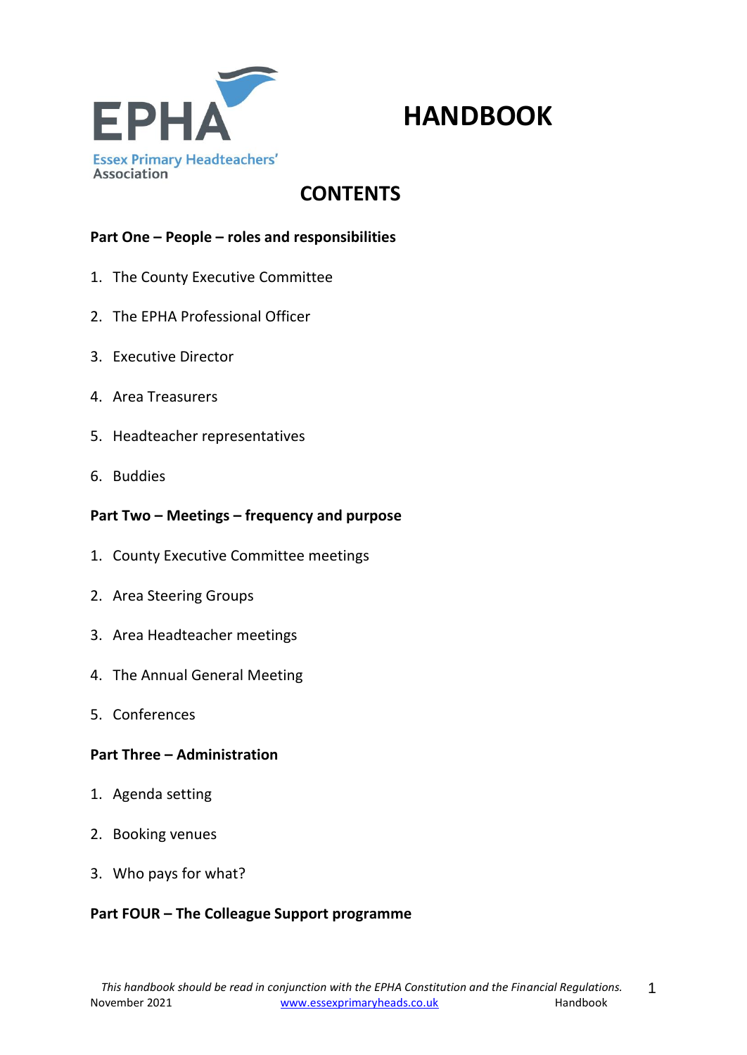EPHA

Essex Primary Headteachers' Association

# HANDBOOK

## CONTENTS

**Part One – People – roles and responsibilities**

1. The County Executive Committee
2. The EPHA Professional Officer
3. Executive Director
4. Area Treasurers
5. Headteacher representatives
6. Buddies

**Part Two – Meetings – frequency and purpose**

1. County Executive Committee meetings
2. Area Steering Groups
3. Area Headteacher meetings
4. The Annual General Meeting
5. Conferences

**Part Three – Administration**

1. Agenda setting
2. Booking venues
3. Who pays for what?

**Part FOUR – The Colleague Support programme**

*This handbook should be read in conjunction with the EPHA Constitution and the Financial Regulations.*

November 2021 www.essexprimaryheads.co.uk Handbook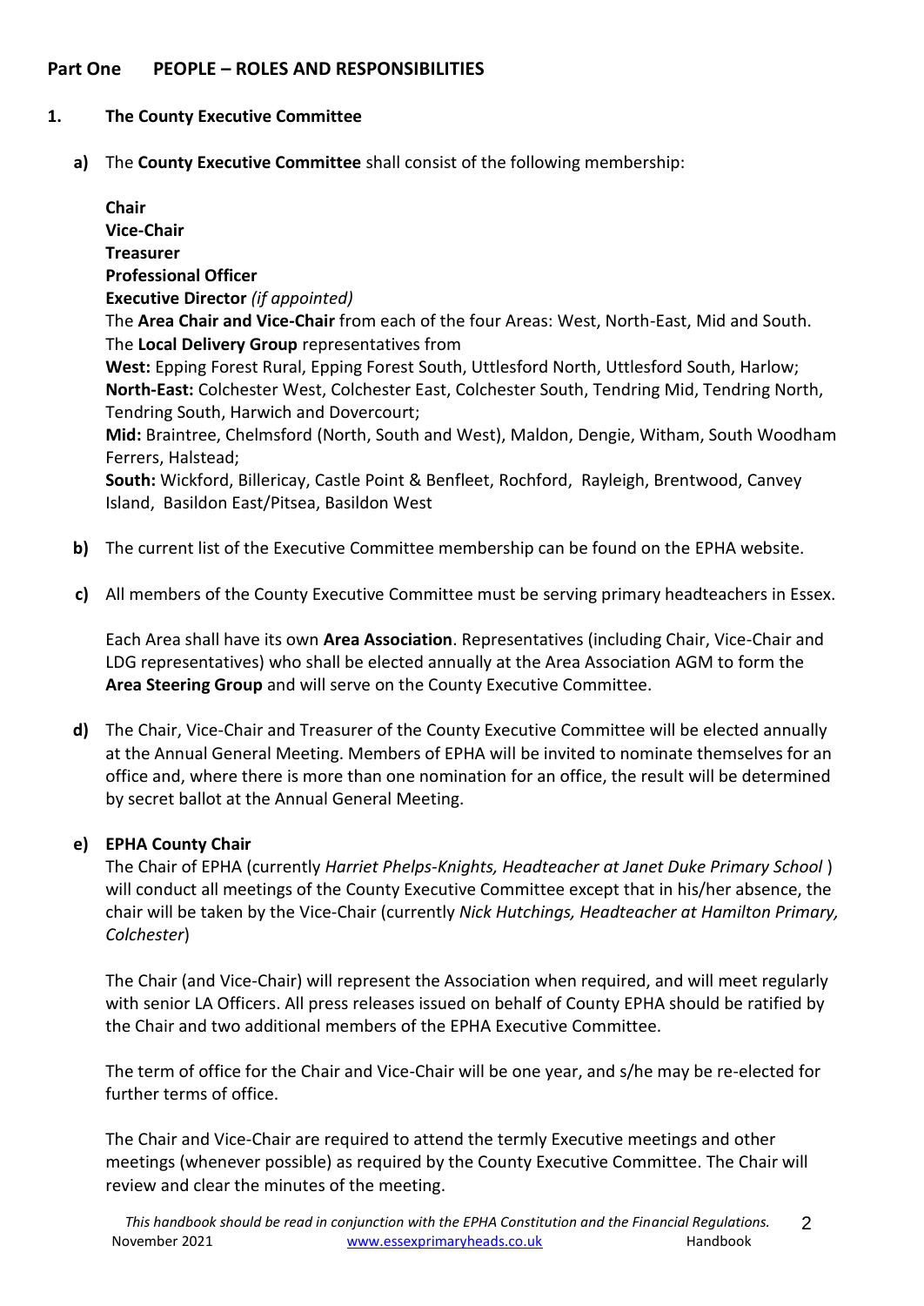## Part One PEOPLE – ROLES AND RESPONSIBILITIES

### 1. The County Executive Committee

**a)** The **County Executive Committee** shall consist of the following membership:

**Chair**
**Vice-Chair**
**Treasurer**
**Professional Officer**
**Executive Director** *(if appointed)*
The **Area Chair and Vice-Chair** from each of the four Areas: West, North-East, Mid and South.
The **Local Delivery Group** representatives from
**West:** Epping Forest Rural, Epping Forest South, Uttlesford North, Uttlesford South, Harlow;
**North-East:** Colchester West, Colchester East, Colchester South, Tendring Mid, Tendring North, Tendring South, Harwich and Dovercourt;
**Mid:** Braintree, Chelmsford (North, South and West), Maldon, Dengie, Witham, South Woodham Ferrers, Halstead;
**South:** Wickford, Billericay, Castle Point & Benfleet, Rochford, Rayleigh, Brentwood, Canvey Island, Basildon East/Pitsea, Basildon West

**b)** The current list of the Executive Committee membership can be found on the EPHA website.

**c)** All members of the County Executive Committee must be serving primary headteachers in Essex.

Each Area shall have its own **Area Association**. Representatives (including Chair, Vice-Chair and LDG representatives) who shall be elected annually at the Area Association AGM to form the **Area Steering Group** and will serve on the County Executive Committee.

**d)** The Chair, Vice-Chair and Treasurer of the County Executive Committee will be elected annually at the Annual General Meeting. Members of EPHA will be invited to nominate themselves for an office and, where there is more than one nomination for an office, the result will be determined by secret ballot at the Annual General Meeting.

**e) EPHA County Chair**
The Chair of EPHA (currently *Harriet Phelps-Knights, Headteacher at Janet Duke Primary School* ) will conduct all meetings of the County Executive Committee except that in his/her absence, the chair will be taken by the Vice-Chair (currently *Nick Hutchings, Headteacher at Hamilton Primary, Colchester*)

The Chair (and Vice-Chair) will represent the Association when required, and will meet regularly with senior LA Officers. All press releases issued on behalf of County EPHA should be ratified by the Chair and two additional members of the EPHA Executive Committee.

The term of office for the Chair and Vice-Chair will be one year, and s/he may be re-elected for further terms of office.

The Chair and Vice-Chair are required to attend the termly Executive meetings and other meetings (whenever possible) as required by the County Executive Committee. The Chair will review and clear the minutes of the meeting.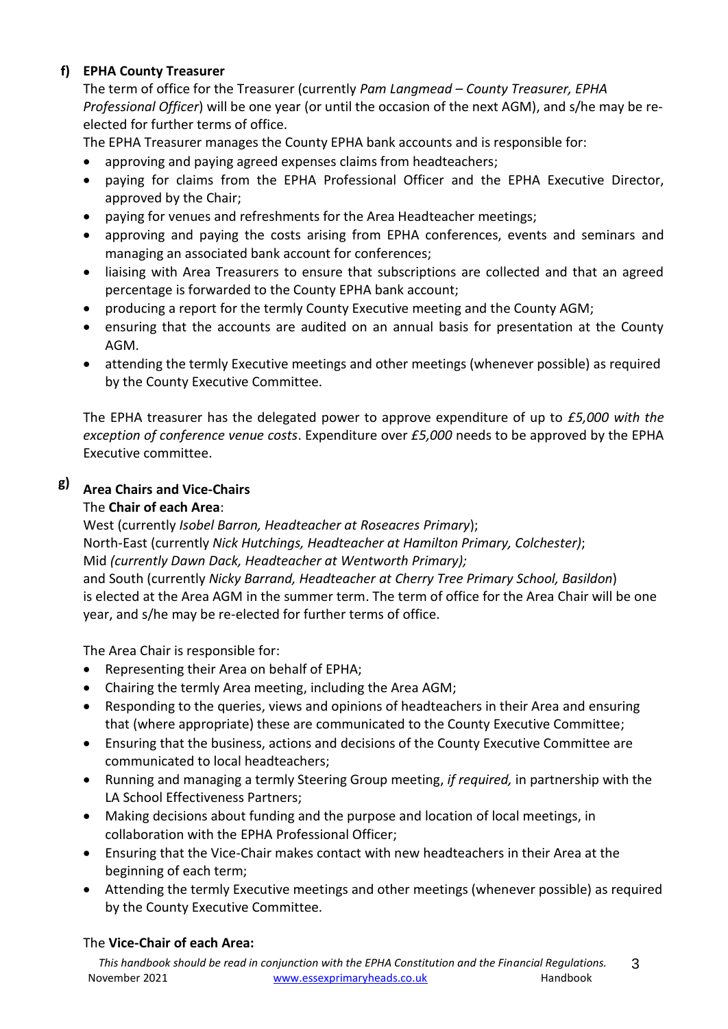### f) EPHA County Treasurer

The term of office for the Treasurer (currently *Pam Langmead – County Treasurer, EPHA Professional Officer*) will be one year (or until the occasion of the next AGM), and s/he may be re-elected for further terms of office.

The EPHA Treasurer manages the County EPHA bank accounts and is responsible for:

- approving and paying agreed expenses claims from headteachers;
- paying for claims from the EPHA Professional Officer and the EPHA Executive Director, approved by the Chair;
- paying for venues and refreshments for the Area Headteacher meetings;
- approving and paying the costs arising from EPHA conferences, events and seminars and managing an associated bank account for conferences;
- liaising with Area Treasurers to ensure that subscriptions are collected and that an agreed percentage is forwarded to the County EPHA bank account;
- producing a report for the termly County Executive meeting and the County AGM;
- ensuring that the accounts are audited on an annual basis for presentation at the County AGM.
- attending the termly Executive meetings and other meetings (whenever possible) as required by the County Executive Committee.

The EPHA treasurer has the delegated power to approve expenditure of up to *£5,000 with the exception of conference venue costs*. Expenditure over *£5,000* needs to be approved by the EPHA Executive committee.

### g) Area Chairs and Vice-Chairs

The **Chair of each Area**:

West (currently *Isobel Barron, Headteacher at Roseacres Primary*);
North-East (currently *Nick Hutchings, Headteacher at Hamilton Primary, Colchester)*;
Mid *(currently Dawn Dack, Headteacher at Wentworth Primary);*
and South (currently *Nicky Barrand, Headteacher at Cherry Tree Primary School, Basildon*)
is elected at the Area AGM in the summer term. The term of office for the Area Chair will be one year, and s/he may be re-elected for further terms of office.

The Area Chair is responsible for:

- Representing their Area on behalf of EPHA;
- Chairing the termly Area meeting, including the Area AGM;
- Responding to the queries, views and opinions of headteachers in their Area and ensuring that (where appropriate) these are communicated to the County Executive Committee;
- Ensuring that the business, actions and decisions of the County Executive Committee are communicated to local headteachers;
- Running and managing a termly Steering Group meeting, *if required,* in partnership with the LA School Effectiveness Partners;
- Making decisions about funding and the purpose and location of local meetings, in collaboration with the EPHA Professional Officer;
- Ensuring that the Vice-Chair makes contact with new headteachers in their Area at the beginning of each term;
- Attending the termly Executive meetings and other meetings (whenever possible) as required by the County Executive Committee.

The **Vice-Chair of each Area:**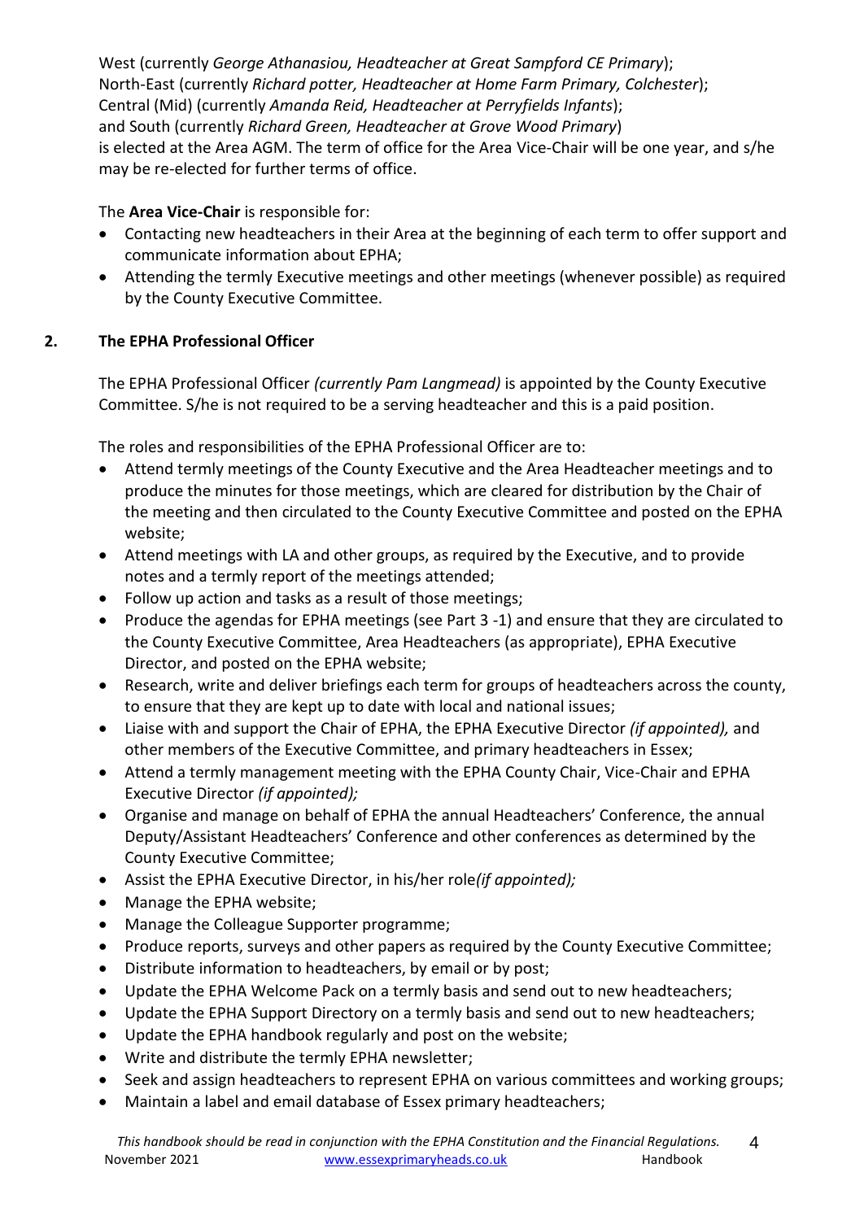West (currently *George Athanasiou, Headteacher at Great Sampford CE Primary*);
North-East (currently *Richard potter, Headteacher at Home Farm Primary, Colchester*);
Central (Mid) (currently *Amanda Reid, Headteacher at Perryfields Infants*);
and South (currently *Richard Green, Headteacher at Grove Wood Primary*)
is elected at the Area AGM. The term of office for the Area Vice-Chair will be one year, and s/he may be re-elected for further terms of office.

The **Area Vice-Chair** is responsible for:

- Contacting new headteachers in their Area at the beginning of each term to offer support and communicate information about EPHA;
- Attending the termly Executive meetings and other meetings (whenever possible) as required by the County Executive Committee.

## 2. The EPHA Professional Officer

The EPHA Professional Officer *(currently Pam Langmead)* is appointed by the County Executive Committee. S/he is not required to be a serving headteacher and this is a paid position.

The roles and responsibilities of the EPHA Professional Officer are to:

- Attend termly meetings of the County Executive and the Area Headteacher meetings and to produce the minutes for those meetings, which are cleared for distribution by the Chair of the meeting and then circulated to the County Executive Committee and posted on the EPHA website;
- Attend meetings with LA and other groups, as required by the Executive, and to provide notes and a termly report of the meetings attended;
- Follow up action and tasks as a result of those meetings;
- Produce the agendas for EPHA meetings (see Part 3 -1) and ensure that they are circulated to the County Executive Committee, Area Headteachers (as appropriate), EPHA Executive Director, and posted on the EPHA website;
- Research, write and deliver briefings each term for groups of headteachers across the county, to ensure that they are kept up to date with local and national issues;
- Liaise with and support the Chair of EPHA, the EPHA Executive Director *(if appointed),* and other members of the Executive Committee, and primary headteachers in Essex;
- Attend a termly management meeting with the EPHA County Chair, Vice-Chair and EPHA Executive Director *(if appointed);*
- Organise and manage on behalf of EPHA the annual Headteachers' Conference, the annual Deputy/Assistant Headteachers' Conference and other conferences as determined by the County Executive Committee;
- Assist the EPHA Executive Director, in his/her role*(if appointed);*
- Manage the EPHA website;
- Manage the Colleague Supporter programme;
- Produce reports, surveys and other papers as required by the County Executive Committee;
- Distribute information to headteachers, by email or by post;
- Update the EPHA Welcome Pack on a termly basis and send out to new headteachers;
- Update the EPHA Support Directory on a termly basis and send out to new headteachers;
- Update the EPHA handbook regularly and post on the website;
- Write and distribute the termly EPHA newsletter;
- Seek and assign headteachers to represent EPHA on various committees and working groups;
- Maintain a label and email database of Essex primary headteachers;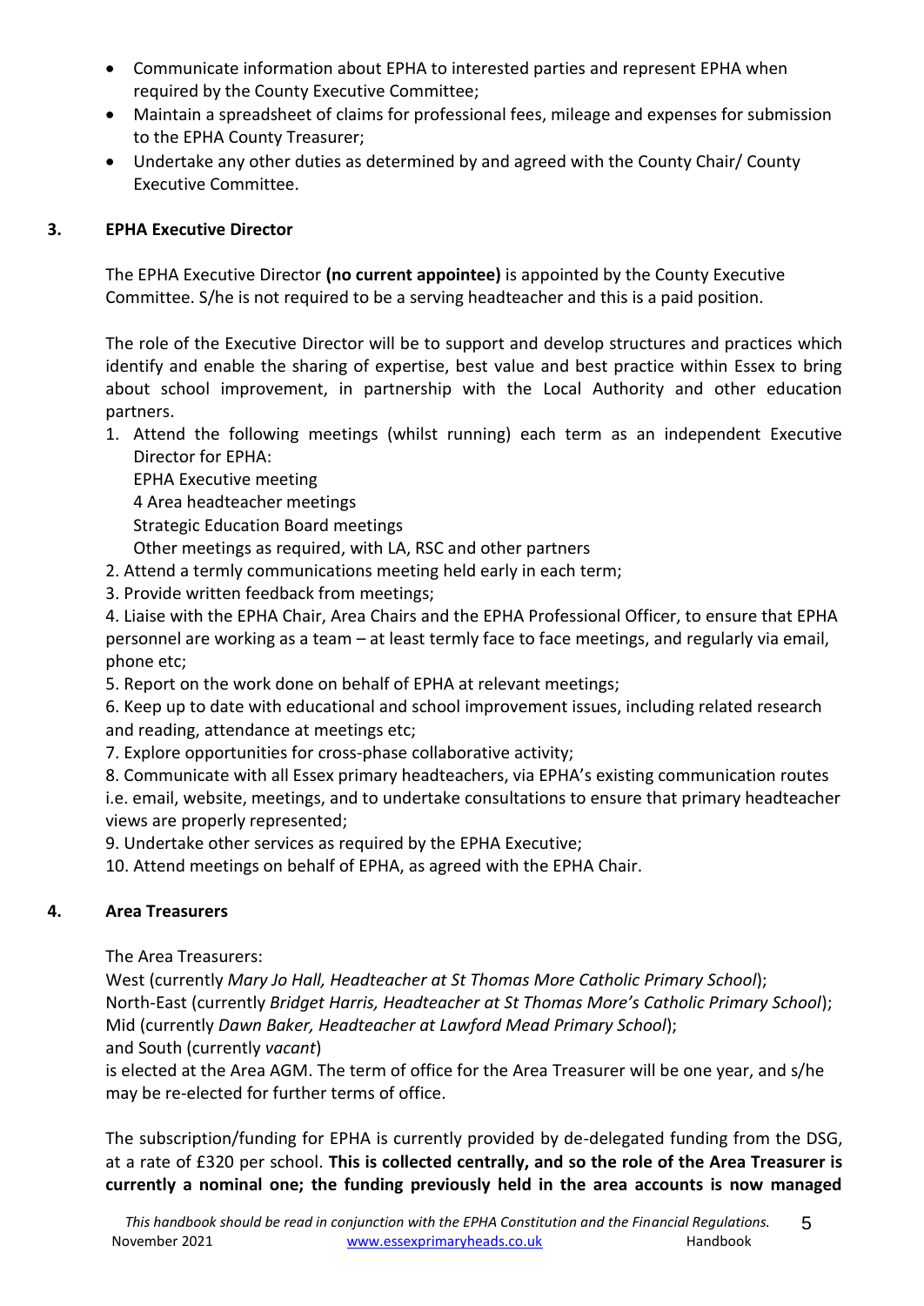- Communicate information about EPHA to interested parties and represent EPHA when required by the County Executive Committee;
- Maintain a spreadsheet of claims for professional fees, mileage and expenses for submission to the EPHA County Treasurer;
- Undertake any other duties as determined by and agreed with the County Chair/ County Executive Committee.

## 3. EPHA Executive Director

The EPHA Executive Director **(no current appointee)** is appointed by the County Executive Committee. S/he is not required to be a serving headteacher and this is a paid position.

The role of the Executive Director will be to support and develop structures and practices which identify and enable the sharing of expertise, best value and best practice within Essex to bring about school improvement, in partnership with the Local Authority and other education partners.

1. Attend the following meetings (whilst running) each term as an independent Executive Director for EPHA:
   EPHA Executive meeting
   4 Area headteacher meetings
   Strategic Education Board meetings
   Other meetings as required, with LA, RSC and other partners
2. Attend a termly communications meeting held early in each term;
3. Provide written feedback from meetings;
4. Liaise with the EPHA Chair, Area Chairs and the EPHA Professional Officer, to ensure that EPHA personnel are working as a team – at least termly face to face meetings, and regularly via email, phone etc;
5. Report on the work done on behalf of EPHA at relevant meetings;
6. Keep up to date with educational and school improvement issues, including related research and reading, attendance at meetings etc;
7. Explore opportunities for cross-phase collaborative activity;
8. Communicate with all Essex primary headteachers, via EPHA's existing communication routes i.e. email, website, meetings, and to undertake consultations to ensure that primary headteacher views are properly represented;
9. Undertake other services as required by the EPHA Executive;
10. Attend meetings on behalf of EPHA, as agreed with the EPHA Chair.

## 4. Area Treasurers

The Area Treasurers:
West (currently *Mary Jo Hall, Headteacher at St Thomas More Catholic Primary School*);
North-East (currently *Bridget Harris, Headteacher at St Thomas More's Catholic Primary School*);
Mid (currently *Dawn Baker, Headteacher at Lawford Mead Primary School*);
and South (currently *vacant*)
is elected at the Area AGM. The term of office for the Area Treasurer will be one year, and s/he may be re-elected for further terms of office.

The subscription/funding for EPHA is currently provided by de-delegated funding from the DSG, at a rate of £320 per school. **This is collected centrally, and so the role of the Area Treasurer is currently a nominal one; the funding previously held in the area accounts is now managed**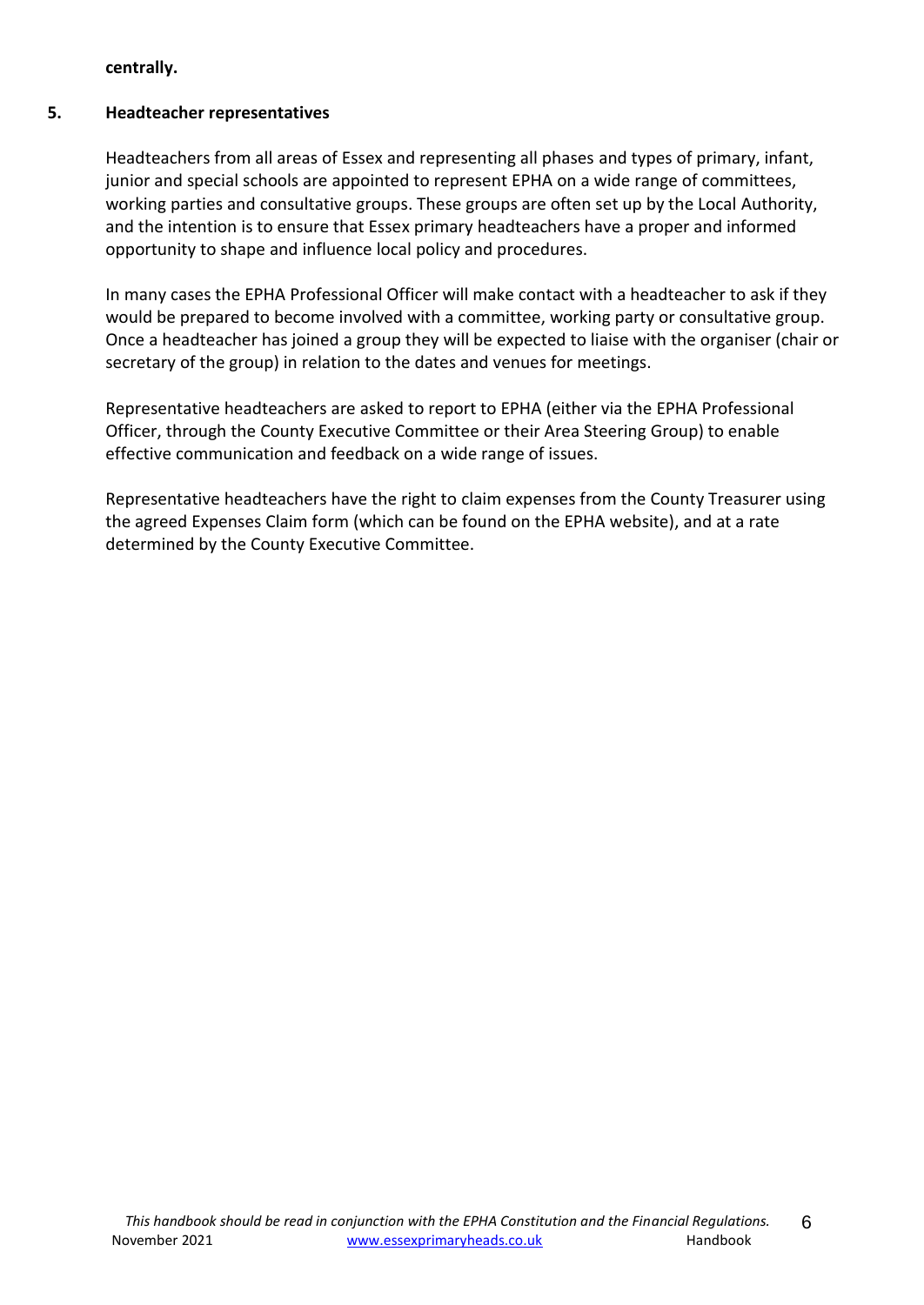**centrally.**

## 5. Headteacher representatives

Headteachers from all areas of Essex and representing all phases and types of primary, infant, junior and special schools are appointed to represent EPHA on a wide range of committees, working parties and consultative groups. These groups are often set up by the Local Authority, and the intention is to ensure that Essex primary headteachers have a proper and informed opportunity to shape and influence local policy and procedures.

In many cases the EPHA Professional Officer will make contact with a headteacher to ask if they would be prepared to become involved with a committee, working party or consultative group. Once a headteacher has joined a group they will be expected to liaise with the organiser (chair or secretary of the group) in relation to the dates and venues for meetings.

Representative headteachers are asked to report to EPHA (either via the EPHA Professional Officer, through the County Executive Committee or their Area Steering Group) to enable effective communication and feedback on a wide range of issues.

Representative headteachers have the right to claim expenses from the County Treasurer using the agreed Expenses Claim form (which can be found on the EPHA website), and at a rate determined by the County Executive Committee.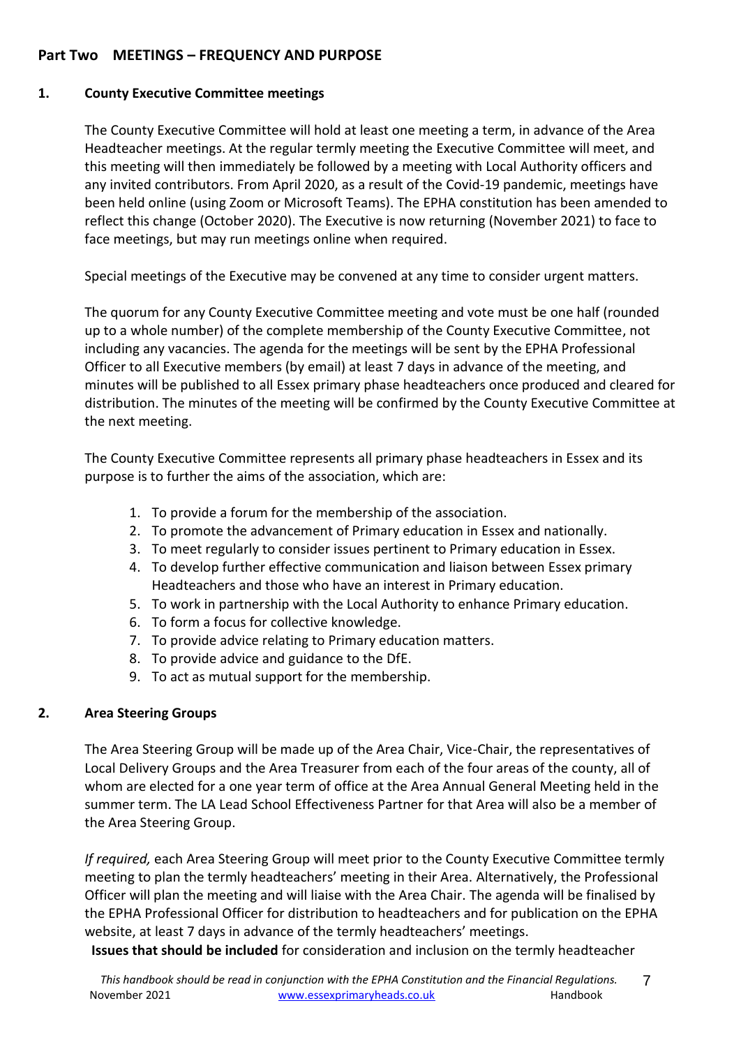## Part Two MEETINGS – FREQUENCY AND PURPOSE

### 1. County Executive Committee meetings

The County Executive Committee will hold at least one meeting a term, in advance of the Area Headteacher meetings. At the regular termly meeting the Executive Committee will meet, and this meeting will then immediately be followed by a meeting with Local Authority officers and any invited contributors. From April 2020, as a result of the Covid-19 pandemic, meetings have been held online (using Zoom or Microsoft Teams). The EPHA constitution has been amended to reflect this change (October 2020). The Executive is now returning (November 2021) to face to face meetings, but may run meetings online when required.

Special meetings of the Executive may be convened at any time to consider urgent matters.

The quorum for any County Executive Committee meeting and vote must be one half (rounded up to a whole number) of the complete membership of the County Executive Committee, not including any vacancies. The agenda for the meetings will be sent by the EPHA Professional Officer to all Executive members (by email) at least 7 days in advance of the meeting, and minutes will be published to all Essex primary phase headteachers once produced and cleared for distribution. The minutes of the meeting will be confirmed by the County Executive Committee at the next meeting.

The County Executive Committee represents all primary phase headteachers in Essex and its purpose is to further the aims of the association, which are:

1. To provide a forum for the membership of the association.
2. To promote the advancement of Primary education in Essex and nationally.
3. To meet regularly to consider issues pertinent to Primary education in Essex.
4. To develop further effective communication and liaison between Essex primary Headteachers and those who have an interest in Primary education.
5. To work in partnership with the Local Authority to enhance Primary education.
6. To form a focus for collective knowledge.
7. To provide advice relating to Primary education matters.
8. To provide advice and guidance to the DfE.
9. To act as mutual support for the membership.

### 2. Area Steering Groups

The Area Steering Group will be made up of the Area Chair, Vice-Chair, the representatives of Local Delivery Groups and the Area Treasurer from each of the four areas of the county, all of whom are elected for a one year term of office at the Area Annual General Meeting held in the summer term. The LA Lead School Effectiveness Partner for that Area will also be a member of the Area Steering Group.

*If required,* each Area Steering Group will meet prior to the County Executive Committee termly meeting to plan the termly headteachers' meeting in their Area. Alternatively, the Professional Officer will plan the meeting and will liaise with the Area Chair. The agenda will be finalised by the EPHA Professional Officer for distribution to headteachers and for publication on the EPHA website, at least 7 days in advance of the termly headteachers' meetings.

**Issues that should be included** for consideration and inclusion on the termly headteacher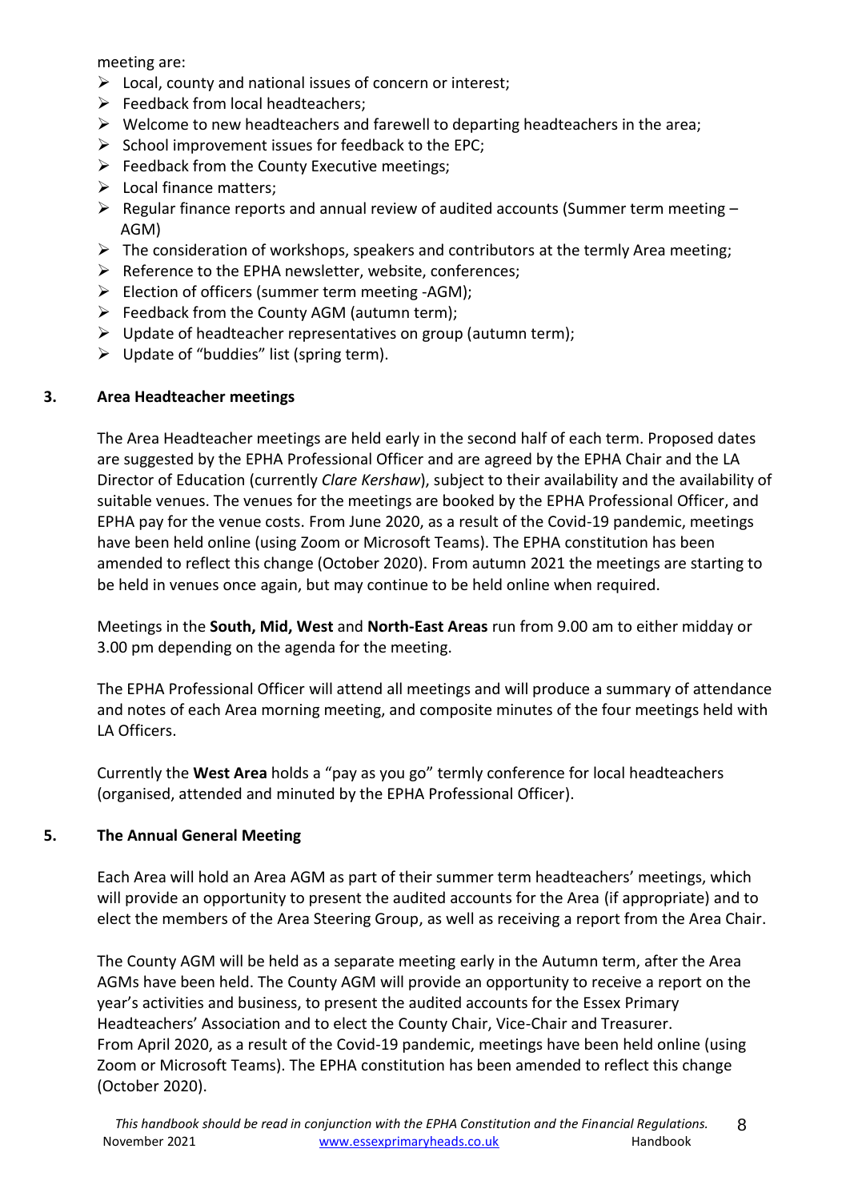meeting are:

- Local, county and national issues of concern or interest;
- Feedback from local headteachers;
- Welcome to new headteachers and farewell to departing headteachers in the area;
- School improvement issues for feedback to the EPC;
- Feedback from the County Executive meetings;
- Local finance matters;
- Regular finance reports and annual review of audited accounts (Summer term meeting – AGM)
- The consideration of workshops, speakers and contributors at the termly Area meeting;
- Reference to the EPHA newsletter, website, conferences;
- Election of officers (summer term meeting -AGM);
- Feedback from the County AGM (autumn term);
- Update of headteacher representatives on group (autumn term);
- Update of "buddies" list (spring term).

## 3. Area Headteacher meetings

The Area Headteacher meetings are held early in the second half of each term. Proposed dates are suggested by the EPHA Professional Officer and are agreed by the EPHA Chair and the LA Director of Education (currently *Clare Kershaw*), subject to their availability and the availability of suitable venues. The venues for the meetings are booked by the EPHA Professional Officer, and EPHA pay for the venue costs. From June 2020, as a result of the Covid-19 pandemic, meetings have been held online (using Zoom or Microsoft Teams). The EPHA constitution has been amended to reflect this change (October 2020). From autumn 2021 the meetings are starting to be held in venues once again, but may continue to be held online when required.

Meetings in the **South, Mid, West** and **North-East Areas** run from 9.00 am to either midday or 3.00 pm depending on the agenda for the meeting.

The EPHA Professional Officer will attend all meetings and will produce a summary of attendance and notes of each Area morning meeting, and composite minutes of the four meetings held with LA Officers.

Currently the **West Area** holds a "pay as you go" termly conference for local headteachers (organised, attended and minuted by the EPHA Professional Officer).

## 5. The Annual General Meeting

Each Area will hold an Area AGM as part of their summer term headteachers' meetings, which will provide an opportunity to present the audited accounts for the Area (if appropriate) and to elect the members of the Area Steering Group, as well as receiving a report from the Area Chair.

The County AGM will be held as a separate meeting early in the Autumn term, after the Area AGMs have been held. The County AGM will provide an opportunity to receive a report on the year's activities and business, to present the audited accounts for the Essex Primary Headteachers' Association and to elect the County Chair, Vice-Chair and Treasurer.
From April 2020, as a result of the Covid-19 pandemic, meetings have been held online (using Zoom or Microsoft Teams). The EPHA constitution has been amended to reflect this change (October 2020).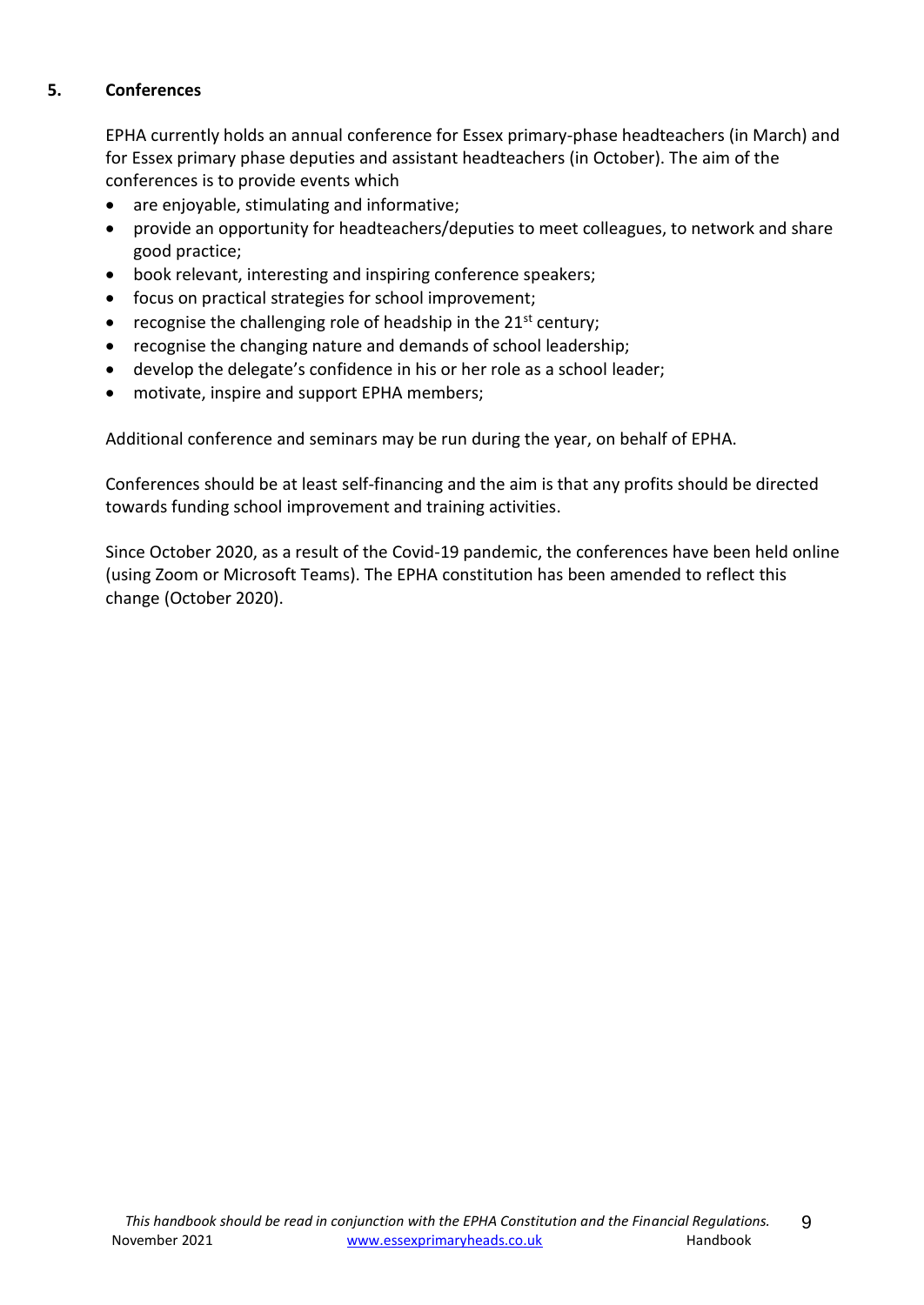## 5. Conferences

EPHA currently holds an annual conference for Essex primary-phase headteachers (in March) and for Essex primary phase deputies and assistant headteachers (in October). The aim of the conferences is to provide events which

- are enjoyable, stimulating and informative;
- provide an opportunity for headteachers/deputies to meet colleagues, to network and share good practice;
- book relevant, interesting and inspiring conference speakers;
- focus on practical strategies for school improvement;
- recognise the challenging role of headship in the 21st century;
- recognise the changing nature and demands of school leadership;
- develop the delegate's confidence in his or her role as a school leader;
- motivate, inspire and support EPHA members;

Additional conference and seminars may be run during the year, on behalf of EPHA.

Conferences should be at least self-financing and the aim is that any profits should be directed towards funding school improvement and training activities.

Since October 2020, as a result of the Covid-19 pandemic, the conferences have been held online (using Zoom or Microsoft Teams). The EPHA constitution has been amended to reflect this change (October 2020).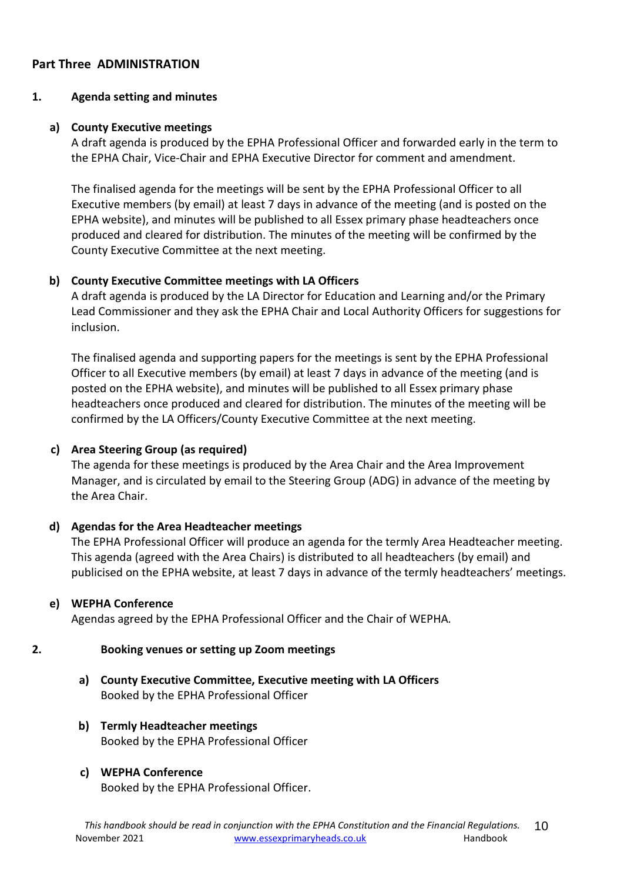## Part Three ADMINISTRATION

### 1. Agenda setting and minutes

**a) County Executive meetings**

A draft agenda is produced by the EPHA Professional Officer and forwarded early in the term to the EPHA Chair, Vice-Chair and EPHA Executive Director for comment and amendment.

The finalised agenda for the meetings will be sent by the EPHA Professional Officer to all Executive members (by email) at least 7 days in advance of the meeting (and is posted on the EPHA website), and minutes will be published to all Essex primary phase headteachers once produced and cleared for distribution. The minutes of the meeting will be confirmed by the County Executive Committee at the next meeting.

**b) County Executive Committee meetings with LA Officers**

A draft agenda is produced by the LA Director for Education and Learning and/or the Primary Lead Commissioner and they ask the EPHA Chair and Local Authority Officers for suggestions for inclusion.

The finalised agenda and supporting papers for the meetings is sent by the EPHA Professional Officer to all Executive members (by email) at least 7 days in advance of the meeting (and is posted on the EPHA website), and minutes will be published to all Essex primary phase headteachers once produced and cleared for distribution. The minutes of the meeting will be confirmed by the LA Officers/County Executive Committee at the next meeting.

**c) Area Steering Group (as required)**

The agenda for these meetings is produced by the Area Chair and the Area Improvement Manager, and is circulated by email to the Steering Group (ADG) in advance of the meeting by the Area Chair.

**d) Agendas for the Area Headteacher meetings**

The EPHA Professional Officer will produce an agenda for the termly Area Headteacher meeting. This agenda (agreed with the Area Chairs) is distributed to all headteachers (by email) and publicised on the EPHA website, at least 7 days in advance of the termly headteachers' meetings.

**e) WEPHA Conference**

Agendas agreed by the EPHA Professional Officer and the Chair of WEPHA*.*

### 2. Booking venues or setting up Zoom meetings

**a) County Executive Committee, Executive meeting with LA Officers**
Booked by the EPHA Professional Officer

**b) Termly Headteacher meetings**
Booked by the EPHA Professional Officer

**c) WEPHA Conference**
Booked by the EPHA Professional Officer.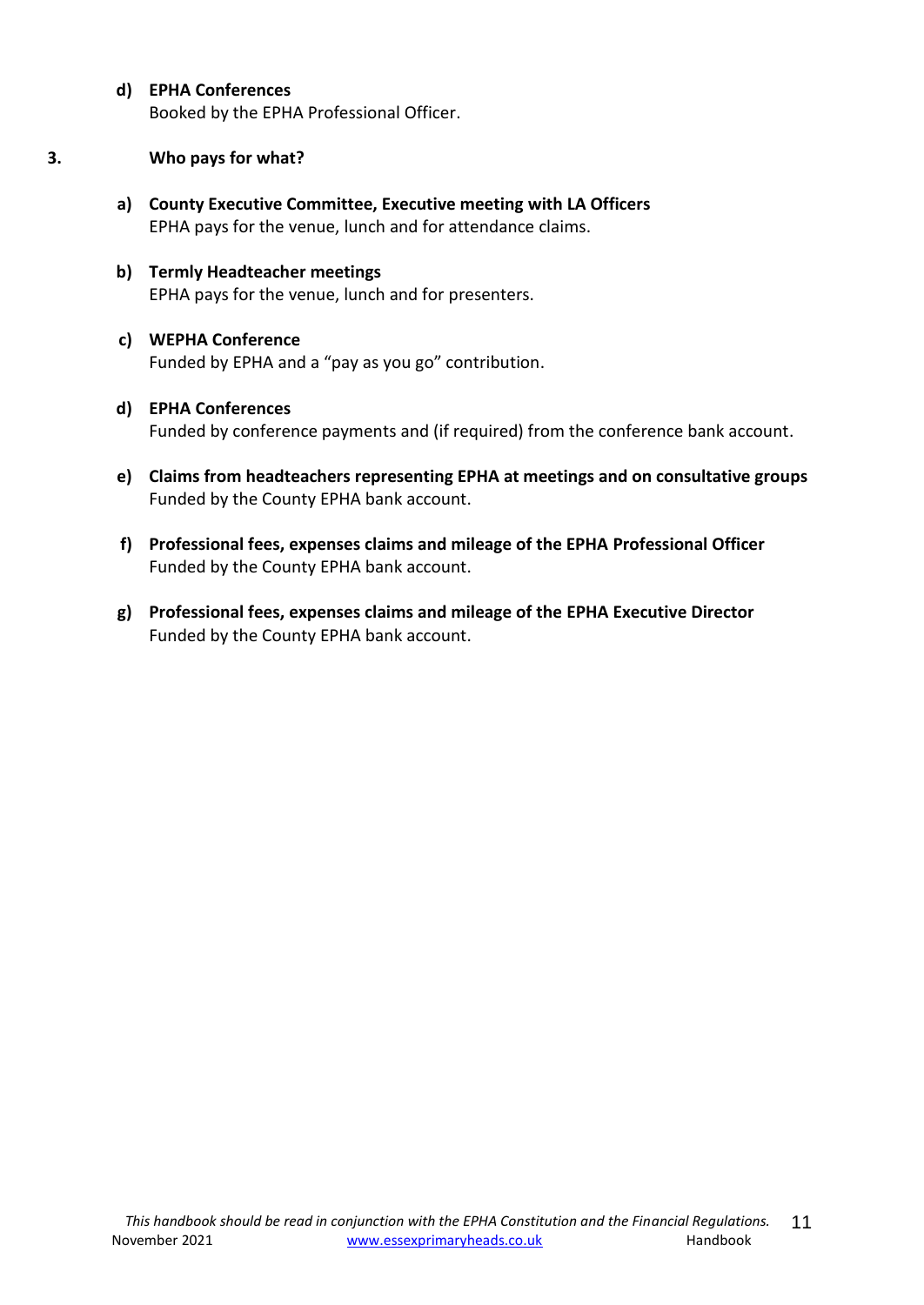**d) EPHA Conferences**
Booked by the EPHA Professional Officer.

**3. Who pays for what?**

**a) County Executive Committee, Executive meeting with LA Officers**
EPHA pays for the venue, lunch and for attendance claims.

**b) Termly Headteacher meetings**
EPHA pays for the venue, lunch and for presenters.

**c) WEPHA Conference**
Funded by EPHA and a "pay as you go" contribution.

**d) EPHA Conferences**
Funded by conference payments and (if required) from the conference bank account.

**e) Claims from headteachers representing EPHA at meetings and on consultative groups**
Funded by the County EPHA bank account.

**f) Professional fees, expenses claims and mileage of the EPHA Professional Officer**
Funded by the County EPHA bank account.

**g) Professional fees, expenses claims and mileage of the EPHA Executive Director**
Funded by the County EPHA bank account.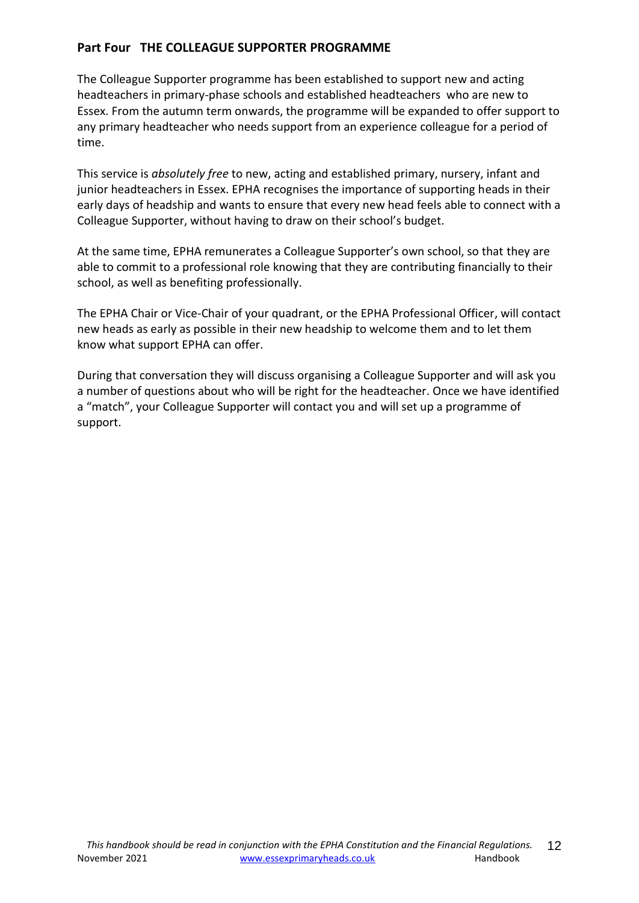## Part Four THE COLLEAGUE SUPPORTER PROGRAMME

The Colleague Supporter programme has been established to support new and acting headteachers in primary-phase schools and established headteachers who are new to Essex. From the autumn term onwards, the programme will be expanded to offer support to any primary headteacher who needs support from an experience colleague for a period of time.

This service is *absolutely free* to new, acting and established primary, nursery, infant and junior headteachers in Essex. EPHA recognises the importance of supporting heads in their early days of headship and wants to ensure that every new head feels able to connect with a Colleague Supporter, without having to draw on their school's budget.

At the same time, EPHA remunerates a Colleague Supporter's own school, so that they are able to commit to a professional role knowing that they are contributing financially to their school, as well as benefiting professionally.

The EPHA Chair or Vice-Chair of your quadrant, or the EPHA Professional Officer, will contact new heads as early as possible in their new headship to welcome them and to let them know what support EPHA can offer.

During that conversation they will discuss organising a Colleague Supporter and will ask you a number of questions about who will be right for the headteacher. Once we have identified a "match", your Colleague Supporter will contact you and will set up a programme of support.